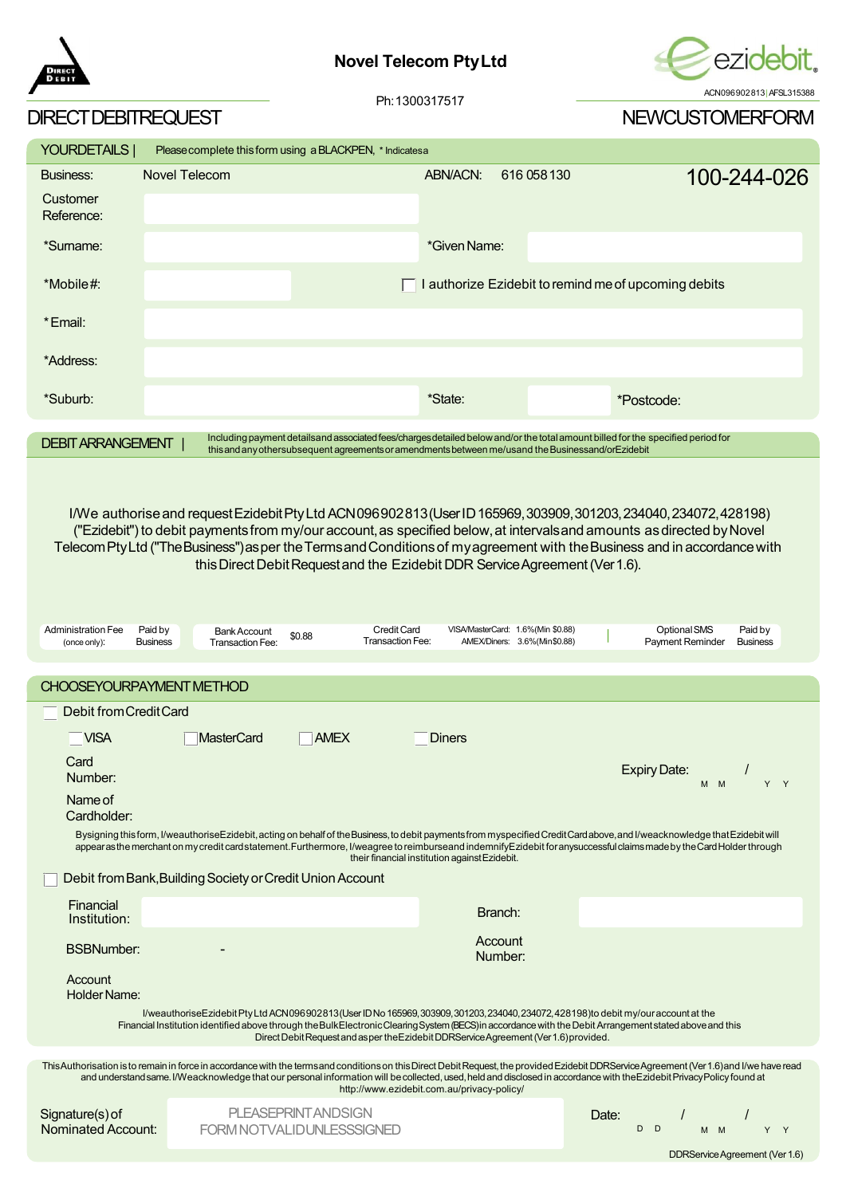# Novel Telecom Pty Ltd

Ph: 1300317517

ACN 096 902 813 | AFSL 315388

## DIRECT DEBIT REQUEST — NEW CUSTOMER FORM

### YOUR DETAILS | Please complete this form using a BLACK PEN, * Indicates a

| | | | |
|---|---|---|---|
| Business: | Novel Telecom | ABN/ACN: 616 058 130 | 100-244-026 |
| Customer Reference: | | | |
| *Surname: | | *Given Name: | |
| *Mobile #: | | ☐ I authorize Ezidebit to remind me of upcoming debits | |
| * Email: | | | |
| *Address: | | | |
| *Suburb: | | *State: | *Postcode: |

### DEBIT ARRANGEMENT | Including payment details and associated fees/charges detailed below and/or the total amount billed for the specified period for this and any other subsequent agreements or amendments between me/us and the Business and/or Ezidebit

I/We authorise and request Ezidebit Pty Ltd ACN 096 902 813 (User ID 165969, 303909, 301203, 234040, 234072, 428198) ("Ezidebit") to debit payments from my/our account, as specified below, at intervals and amounts as directed by Novel Telecom Pty Ltd ("The Business") as per the Terms and Conditions of my agreement with the Business and in accordance with this Direct Debit Request and the Ezidebit DDR Service Agreement (Ver 1.6).

| Administration Fee (once only): | Paid by Business | Bank Account Transaction Fee: | $0.88 | Credit Card Transaction Fee: | VISA/MasterCard: 1.6% (Min $0.88) AMEX/Diners: 3.6% (Min $0.88) | Optional SMS Payment Reminder | Paid by Business |
|---|---|---|---|---|---|---|---|

### CHOOSE YOUR PAYMENT METHOD

☐ Debit from Credit Card

☐ VISA ☐ MasterCard ☐ AMEX ☐ Diners

Card Number: ______________________ Expiry Date: M M / Y Y

Name of Cardholder: ______________________

By signing this form, I/we authorise Ezidebit, acting on behalf of the Business, to debit payments from my specified Credit Card above, and I/we acknowledge that Ezidebit will appear as the merchant on my credit card statement. Furthermore, I/we agree to reimburse and indemnify Ezidebit for any successful claims made by the Card Holder through their financial institution against Ezidebit.

☐ Debit from Bank, Building Society or Credit Union Account

Financial Institution: ______________________ Branch: ______________________

BSB Number: ___ - ___ Account Number: ______________________

Account Holder Name: ______________________

I/we authorise Ezidebit Pty Ltd ACN 096 902 813 (User ID No 165969, 303909, 301203, 234040, 234072, 428198) to debit my/our account at the Financial Institution identified above through the Bulk Electronic Clearing System (BECS) in accordance with the Debit Arrangement stated above and this Direct Debit Request and as per the Ezidebit DDR Service Agreement (Ver 1.6) provided.

This Authorisation is to remain in force in accordance with the terms and conditions on this Direct Debit Request, the provided Ezidebit DDR Service Agreement (Ver 1.6) and I/we have read and understand same. I/We acknowledge that our personal information will be collected, used, held and disclosed in accordance with the Ezidebit Privacy Policy found at http://www.ezidebit.com.au/privacy-policy/

Signature(s) of Nominated Account: PLEASE PRINT AND SIGN FORM NOT VALID UNLESS SIGNED

Date: D D / M M / Y Y

DDR Service Agreement (Ver 1.6)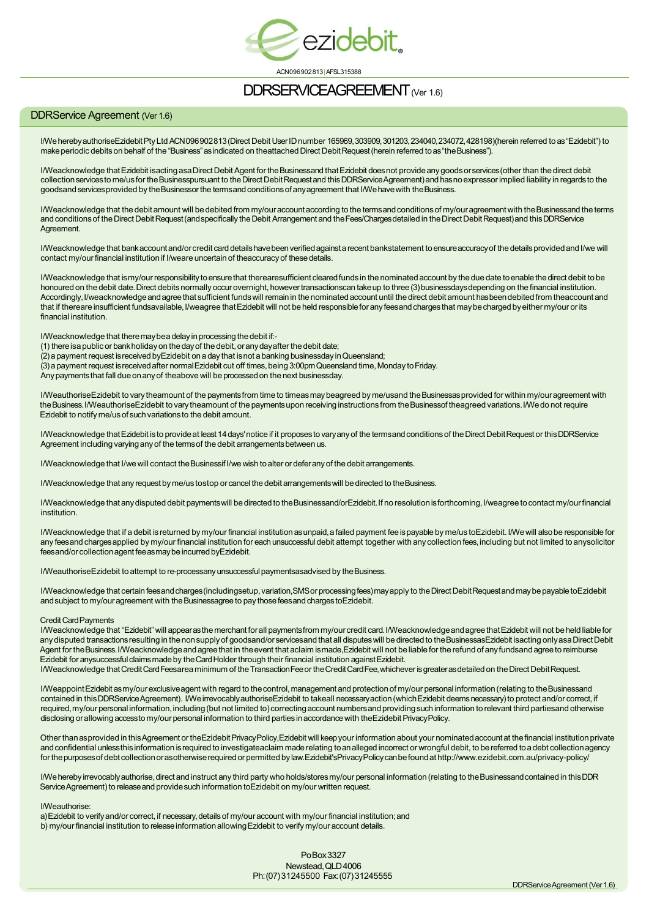ezidebit

ACN 096 902 813 | AFSL 315388

# DDR SERVICE AGREEMENT (Ver 1.6)

## DDR Service Agreement (Ver 1.6)

I/We hereby authorise Ezidebit Pty Ltd ACN 096 902 813 (Direct Debit User ID number 165969, 303909, 301203, 234040, 234072, 428198) (herein referred to as "Ezidebit") to make periodic debits on behalf of the "Business" as indicated on the attached Direct Debit Request (herein referred to as "the Business").

I/We acknowledge that Ezidebit is acting as a Direct Debit Agent for the Business and that Ezidebit does not provide any goods or services (other than the direct debit collection services to me/us for the Business pursuant to the Direct Debit Request and this DDR Service Agreement) and has no express or implied liability in regards to the goods and services provided by the Business or the terms and conditions of any agreement that I/We have with the Business.

I/We acknowledge that the debit amount will be debited from my/our account according to the terms and conditions of my/our agreement with the Business and the terms and conditions of the Direct Debit Request (and specifically the Debit Arrangement and the Fees/Charges detailed in the Direct Debit Request) and this DDR Service Agreement.

I/We acknowledge that bank account and/or credit card details have been verified against a recent bank statement to ensure accuracy of the details provided and I/we will contact my/our financial institution if I/we are uncertain of the accuracy of these details.

I/We acknowledge that is my/our responsibility to ensure that there are sufficient cleared funds in the nominated account by the due date to enable the direct debit to be honoured on the debit date. Direct debits normally occur overnight, however transactions can take up to three (3) business days depending on the financial institution. Accordingly, I/we acknowledge and agree that sufficient funds will remain in the nominated account until the direct debit amount has been debited from the account and that if there are insufficient funds available, I/we agree that Ezidebit will not be held responsible for any fees and charges that may be charged by either my/our or its financial institution.

I/We acknowledge that there may be a delay in processing the debit if:-
(1) there is a public or bank holiday on the day of the debit, or any day after the debit date;
(2) a payment request is received by Ezidebit on a day that is not a banking business day in Queensland;
(3) a payment request is received after normal Ezidebit cut off times, being 3:00pm Queensland time, Monday to Friday.
Any payments that fall due on any of the above will be processed on the next business day.

I/We authorise Ezidebit to vary the amount of the payments from time to time as may be agreed by me/us and the Business as provided for within my/our agreement with the Business. I/We authorise Ezidebit to vary the amount of the payments upon receiving instructions from the Business of the agreed variations. I/We do not require Ezidebit to notify me/us of such variations to the debit amount.

I/We acknowledge that Ezidebit is to provide at least 14 days' notice if it proposes to vary any of the terms and conditions of the Direct Debit Request or this DDR Service Agreement including varying any of the terms of the debit arrangements between us.

I/We acknowledge that I/we will contact the Business if I/we wish to alter or defer any of the debit arrangements.

I/We acknowledge that any request by me/us to stop or cancel the debit arrangements will be directed to the Business.

I/We acknowledge that any disputed debit payments will be directed to the Business and/or Ezidebit. If no resolution is forthcoming, I/we agree to contact my/our financial institution.

I/We acknowledge that if a debit is returned by my/our financial institution as unpaid, a failed payment fee is payable by me/us to Ezidebit. I/We will also be responsible for any fees and charges applied by my/our financial institution for each unsuccessful debit attempt together with any collection fees, including but not limited to any solicitor fees and/or collection agent fee as may be incurred by Ezidebit.

I/We authorise Ezidebit to attempt to re-process any unsuccessful payments as advised by the Business.

I/We acknowledge that certain fees and charges (including setup, variation, SMS or processing fees) may apply to the Direct Debit Request and may be payable to Ezidebit and subject to my/our agreement with the Business agree to pay those fees and charges to Ezidebit.

Credit Card Payments
I/We acknowledge that "Ezidebit" will appear as the merchant for all payments from my/our credit card. I/We acknowledge and agree that Ezidebit will not be held liable for any disputed transactions resulting in the non supply of goods and/or services and that all disputes will be directed to the Business as Ezidebit is acting only as a Direct Debit Agent for the Business. I/We acknowledge and agree that in the event that a claim is made, Ezidebit will not be liable for the refund of any funds and agree to reimburse Ezidebit for any successful claims made by the Card Holder through their financial institution against Ezidebit.
I/We acknowledge that Credit Card Fees are a minimum of the Transaction Fee or the Credit Card Fee, whichever is greater as detailed on the Direct Debit Request.

I/We appoint Ezidebit as my/our exclusive agent with regard to the control, management and protection of my/our personal information (relating to the Business and contained in this DDR Service Agreement). I/We irrevocably authorise Ezidebit to take all necessary action (which Ezidebit deems necessary) to protect and/or correct, if required, my/our personal information, including (but not limited to) correcting account numbers and providing such information to relevant third parties and otherwise disclosing or allowing access to my/our personal information to third parties in accordance with the Ezidebit Privacy Policy.

Other than as provided in this Agreement or the Ezidebit Privacy Policy, Ezidebit will keep your information about your nominated account at the financial institution private and confidential unless this information is required to investigate a claim made relating to an alleged incorrect or wrongful debit, to be referred to a debt collection agency for the purposes of debt collection or as otherwise required or permitted by law. Ezidebit's Privacy Policy can be found at http://www.ezidebit.com.au/privacy-policy/

I/We hereby irrevocably authorise, direct and instruct any third party who holds/stores my/our personal information (relating to the Business and contained in this DDR Service Agreement) to release and provide such information to Ezidebit on my/our written request.

I/We authorise:
a) Ezidebit to verify and/or correct, if necessary, details of my/our account with my/our financial institution; and
b) my/our financial institution to release information allowing Ezidebit to verify my/our account details.

Po Box 3327
Newstead, QLD 4006
Ph: (07) 31245500 Fax: (07) 31245555